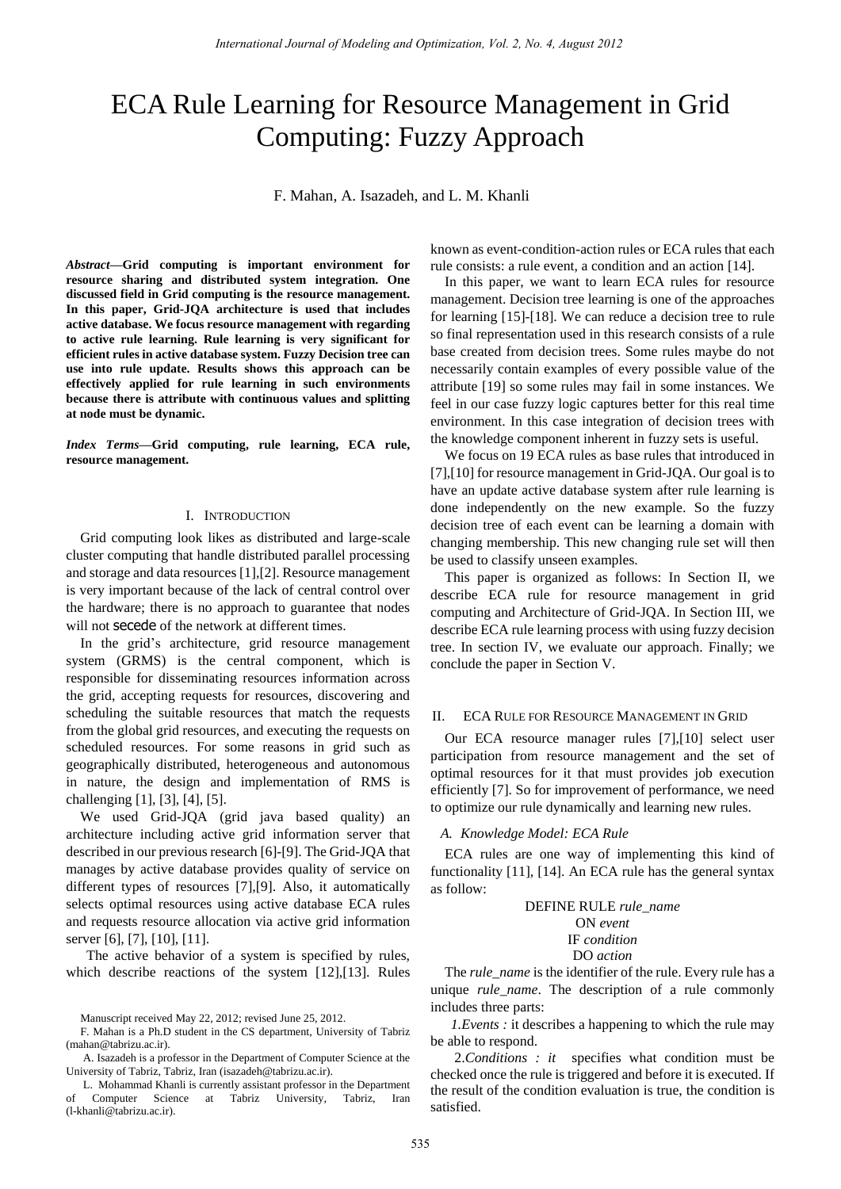# ECA Rule Learning for Resource Management in Grid Computing: Fuzzy Approach

F. Mahan, A. Isazadeh, and L. M. Khanli

***Abstract*—Grid computing is important environment for resource sharing and distributed system integration. One discussed field in Grid computing is the resource management. In this paper, Grid-JQA architecture is used that includes active database. We focus resource management with regarding to active rule learning. Rule learning is very significant for efficient rules in active database system. Fuzzy Decision tree can use into rule update. Results shows this approach can be effectively applied for rule learning in such environments because there is attribute with continuous values and splitting at node must be dynamic.**

***Index Terms*—Grid computing, rule learning, ECA rule, resource management.**

## I. Introduction

Grid computing look likes as distributed and large-scale cluster computing that handle distributed parallel processing and storage and data resources [1],[2]. Resource management is very important because of the lack of central control over the hardware; there is no approach to guarantee that nodes will not secede of the network at different times.

In the grid's architecture, grid resource management system (GRMS) is the central component, which is responsible for disseminating resources information across the grid, accepting requests for resources, discovering and scheduling the suitable resources that match the requests from the global grid resources, and executing the requests on scheduled resources. For some reasons in grid such as geographically distributed, heterogeneous and autonomous in nature, the design and implementation of RMS is challenging [1], [3], [4], [5].

We used Grid-JQA (grid java based quality) an architecture including active grid information server that described in our previous research [6]-[9]. The Grid-JQA that manages by active database provides quality of service on different types of resources [7],[9]. Also, it automatically selects optimal resources using active database ECA rules and requests resource allocation via active grid information server [6], [7], [10], [11].

The active behavior of a system is specified by rules, which describe reactions of the system [12],[13]. Rules known as event-condition-action rules or ECA rules that each rule consists: a rule event, a condition and an action [14].

In this paper, we want to learn ECA rules for resource management. Decision tree learning is one of the approaches for learning [15]-[18]. We can reduce a decision tree to rule so final representation used in this research consists of a rule base created from decision trees. Some rules maybe do not necessarily contain examples of every possible value of the attribute [19] so some rules may fail in some instances. We feel in our case fuzzy logic captures better for this real time environment. In this case integration of decision trees with the knowledge component inherent in fuzzy sets is useful.

We focus on 19 ECA rules as base rules that introduced in [7],[10] for resource management in Grid-JQA. Our goal is to have an update active database system after rule learning is done independently on the new example. So the fuzzy decision tree of each event can be learning a domain with changing membership. This new changing rule set will then be used to classify unseen examples.

This paper is organized as follows: In Section II, we describe ECA rule for resource management in grid computing and Architecture of Grid-JQA. In Section III, we describe ECA rule learning process with using fuzzy decision tree. In section IV, we evaluate our approach. Finally; we conclude the paper in Section V.

## II. ECA Rule for Resource Management in Grid

Our ECA resource manager rules [7],[10] select user participation from resource management and the set of optimal resources for it that must provides job execution efficiently [7]. So for improvement of performance, we need to optimize our rule dynamically and learning new rules.

### *A. Knowledge Model: ECA Rule*

ECA rules are one way of implementing this kind of functionality [11], [14]. An ECA rule has the general syntax as follow:

DEFINE RULE *rule_name*
ON *event*
IF *condition*
DO *action*

The *rule_name* is the identifier of the rule. Every rule has a unique *rule_name*. The description of a rule commonly includes three parts:

*1.Events :* it describes a happening to which the rule may be able to respond.

2.*Conditions : it* specifies what condition must be checked once the rule is triggered and before it is executed. If the result of the condition evaluation is true, the condition is satisfied.

Manuscript received May 22, 2012; revised June 25, 2012.

F. Mahan is a Ph.D student in the CS department, University of Tabriz (mahan@tabrizu.ac.ir).

A. Isazadeh is a professor in the Department of Computer Science at the University of Tabriz, Tabriz, Iran (isazadeh@tabrizu.ac.ir).

L. Mohammad Khanli is currently assistant professor in the Department of Computer Science at Tabriz University, Tabriz, Iran (l-khanli@tabrizu.ac.ir).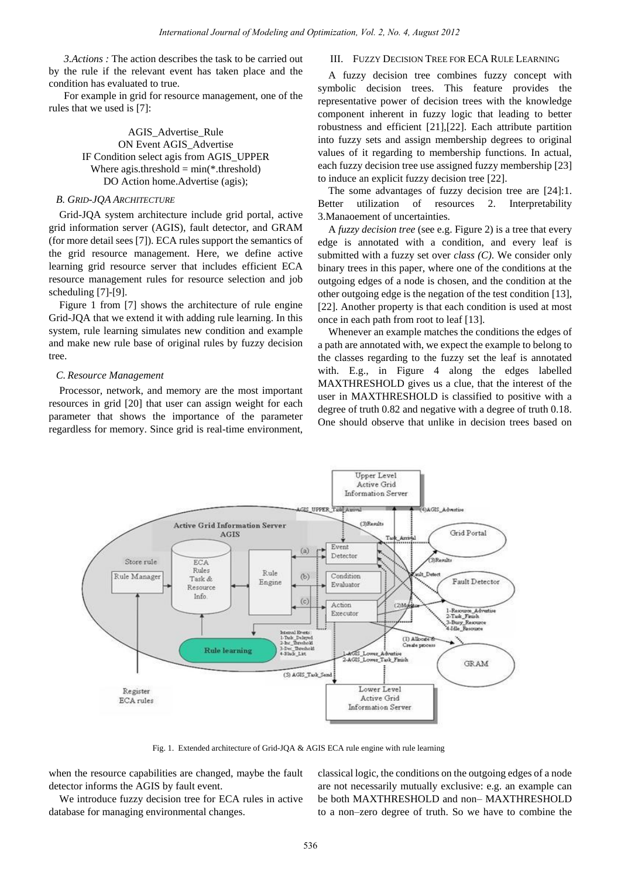*3.Actions :* The action describes the task to be carried out by the rule if the relevant event has taken place and the condition has evaluated to true.

For example in grid for resource management, one of the rules that we used is [7]:

AGIS_Advertise_Rule  
ON Event AGIS_Advertise  
IF Condition select agis from AGIS_UPPER  
Where agis.threshold = min(*.threshold)  
DO Action home.Advertise (agis);

### *B. Grid-JQA Architecture*

Grid-JQA system architecture include grid portal, active grid information server (AGIS), fault detector, and GRAM (for more detail sees [7]). ECA rules support the semantics of the grid resource management. Here, we define active learning grid resource server that includes efficient ECA resource management rules for resource selection and job scheduling [7]-[9].

Figure 1 from [7] shows the architecture of rule engine Grid-JQA that we extend it with adding rule learning. In this system, rule learning simulates new condition and example and make new rule base of original rules by fuzzy decision tree.

### *C. Resource Management*

Processor, network, and memory are the most important resources in grid [20] that user can assign weight for each parameter that shows the importance of the parameter regardless for memory. Since grid is real-time environment, when the resource capabilities are changed, maybe the fault detector informs the AGIS by fault event.

We introduce fuzzy decision tree for ECA rules in active database for managing environmental changes.

## III. Fuzzy Decision Tree for ECA Rule Learning

A fuzzy decision tree combines fuzzy concept with symbolic decision trees. This feature provides the representative power of decision trees with the knowledge component inherent in fuzzy logic that leading to better robustness and efficient [21],[22]. Each attribute partition into fuzzy sets and assign membership degrees to original values of it regarding to membership functions. In actual, each fuzzy decision tree use assigned fuzzy membership [23] to induce an explicit fuzzy decision tree [22].

The some advantages of fuzzy decision tree are [24]:1. Better utilization of resources 2. Interpretability 3.Manaoement of uncertainties.

A *fuzzy decision tree* (see e.g. Figure 2) is a tree that every edge is annotated with a condition, and every leaf is submitted with a fuzzy set over *class (C)*. We consider only binary trees in this paper, where one of the conditions at the outgoing edges of a node is chosen, and the condition at the other outgoing edge is the negation of the test condition [13], [22]. Another property is that each condition is used at most once in each path from root to leaf [13].

Whenever an example matches the conditions the edges of a path are annotated with, we expect the example to belong to the classes regarding to the fuzzy set the leaf is annotated with. E.g., in Figure 4 along the edges labelled MAXTHRESHOLD gives us a clue, that the interest of the user in MAXTHRESHOLD is classified to positive with a degree of truth 0.82 and negative with a degree of truth 0.18. One should observe that unlike in decision trees based on classical logic, the conditions on the outgoing edges of a node are not necessarily mutually exclusive: e.g. an example can be both MAXTHRESHOLD and non– MAXTHRESHOLD to a non–zero degree of truth. So we have to combine the

Fig. 1. Extended architecture of Grid-JQA & AGIS ECA rule engine with rule learning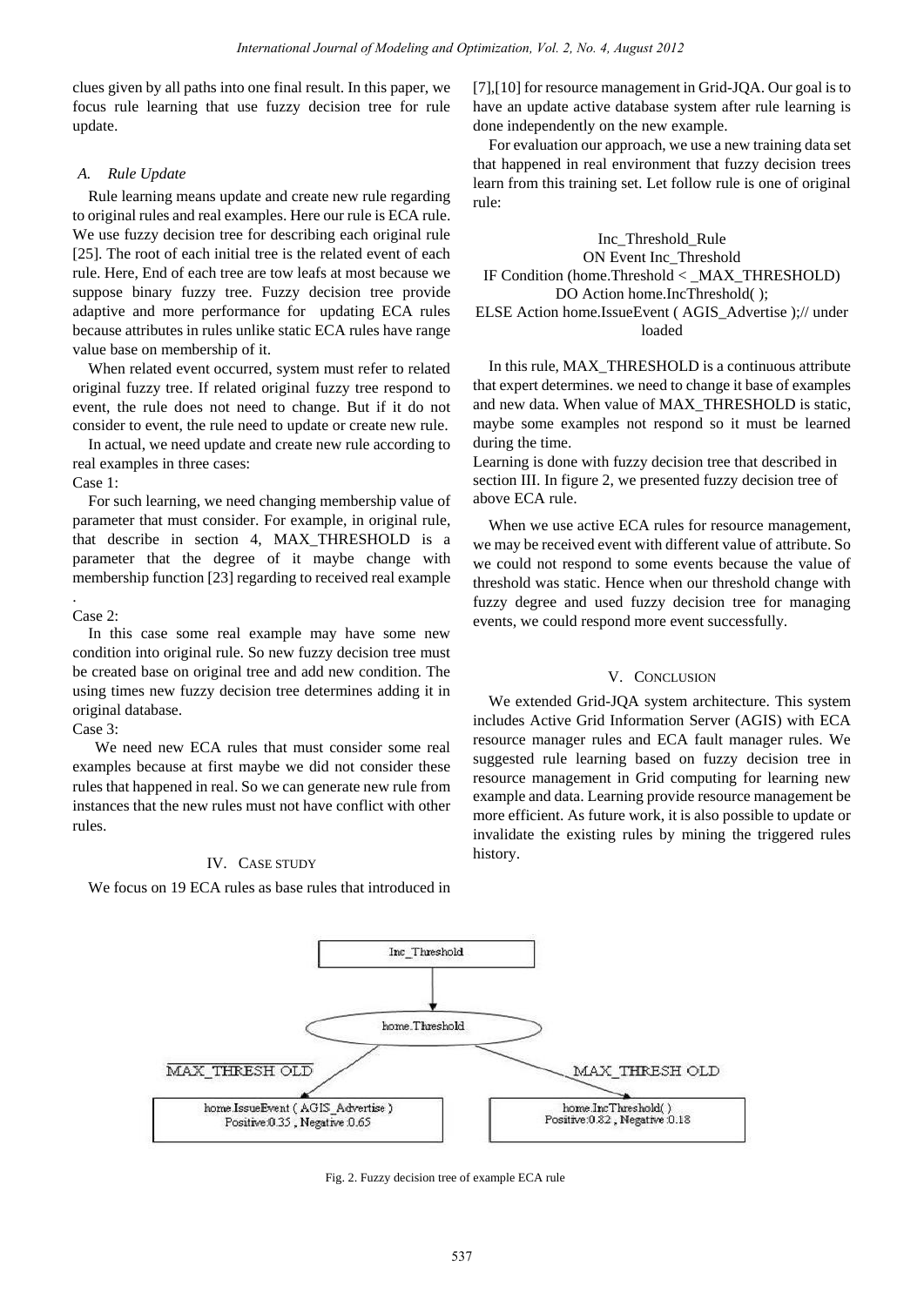clues given by all paths into one final result. In this paper, we focus rule learning that use fuzzy decision tree for rule update.

### *A. Rule Update*

Rule learning means update and create new rule regarding to original rules and real examples. Here our rule is ECA rule. We use fuzzy decision tree for describing each original rule [25]. The root of each initial tree is the related event of each rule. Here, End of each tree are tow leafs at most because we suppose binary fuzzy tree. Fuzzy decision tree provide adaptive and more performance for updating ECA rules because attributes in rules unlike static ECA rules have range value base on membership of it.

When related event occurred, system must refer to related original fuzzy tree. If related original fuzzy tree respond to event, the rule does not need to change. But if it do not consider to event, the rule need to update or create new rule.

In actual, we need update and create new rule according to real examples in three cases:

Case 1:

For such learning, we need changing membership value of parameter that must consider. For example, in original rule, that describe in section 4, MAX_THRESHOLD is a parameter that the degree of it maybe change with membership function [23] regarding to received real example.

Case 2:

In this case some real example may have some new condition into original rule. So new fuzzy decision tree must be created base on original tree and add new condition. The using times new fuzzy decision tree determines adding it in original database.

Case 3:

We need new ECA rules that must consider some real examples because at first maybe we did not consider these rules that happened in real. So we can generate new rule from instances that the new rules must not have conflict with other rules.

## IV. Case Study

We focus on 19 ECA rules as base rules that introduced in [7],[10] for resource management in Grid-JQA. Our goal is to have an update active database system after rule learning is done independently on the new example.

For evaluation our approach, we use a new training data set that happened in real environment that fuzzy decision trees learn from this training set. Let follow rule is one of original rule:

```
Inc_Threshold_Rule
ON Event Inc_Threshold
IF Condition (home.Threshold < _MAX_THRESHOLD)
DO Action home.IncThreshold( );
ELSE Action home.IssueEvent ( AGIS_Advertise );// under loaded
```

In this rule, MAX_THRESHOLD is a continuous attribute that expert determines. we need to change it base of examples and new data. When value of MAX_THRESHOLD is static, maybe some examples not respond so it must be learned during the time.

Learning is done with fuzzy decision tree that described in section III. In figure 2, we presented fuzzy decision tree of above ECA rule.

When we use active ECA rules for resource management, we may be received event with different value of attribute. So we could not respond to some events because the value of threshold was static. Hence when our threshold change with fuzzy degree and used fuzzy decision tree for managing events, we could respond more event successfully.

## V. Conclusion

We extended Grid-JQA system architecture. This system includes Active Grid Information Server (AGIS) with ECA resource manager rules and ECA fault manager rules. We suggested rule learning based on fuzzy decision tree in resource management in Grid computing for learning new example and data. Learning provide resource management be more efficient. As future work, it is also possible to update or invalidate the existing rules by mining the triggered rules history.

Fig. 2. Fuzzy decision tree of example ECA rule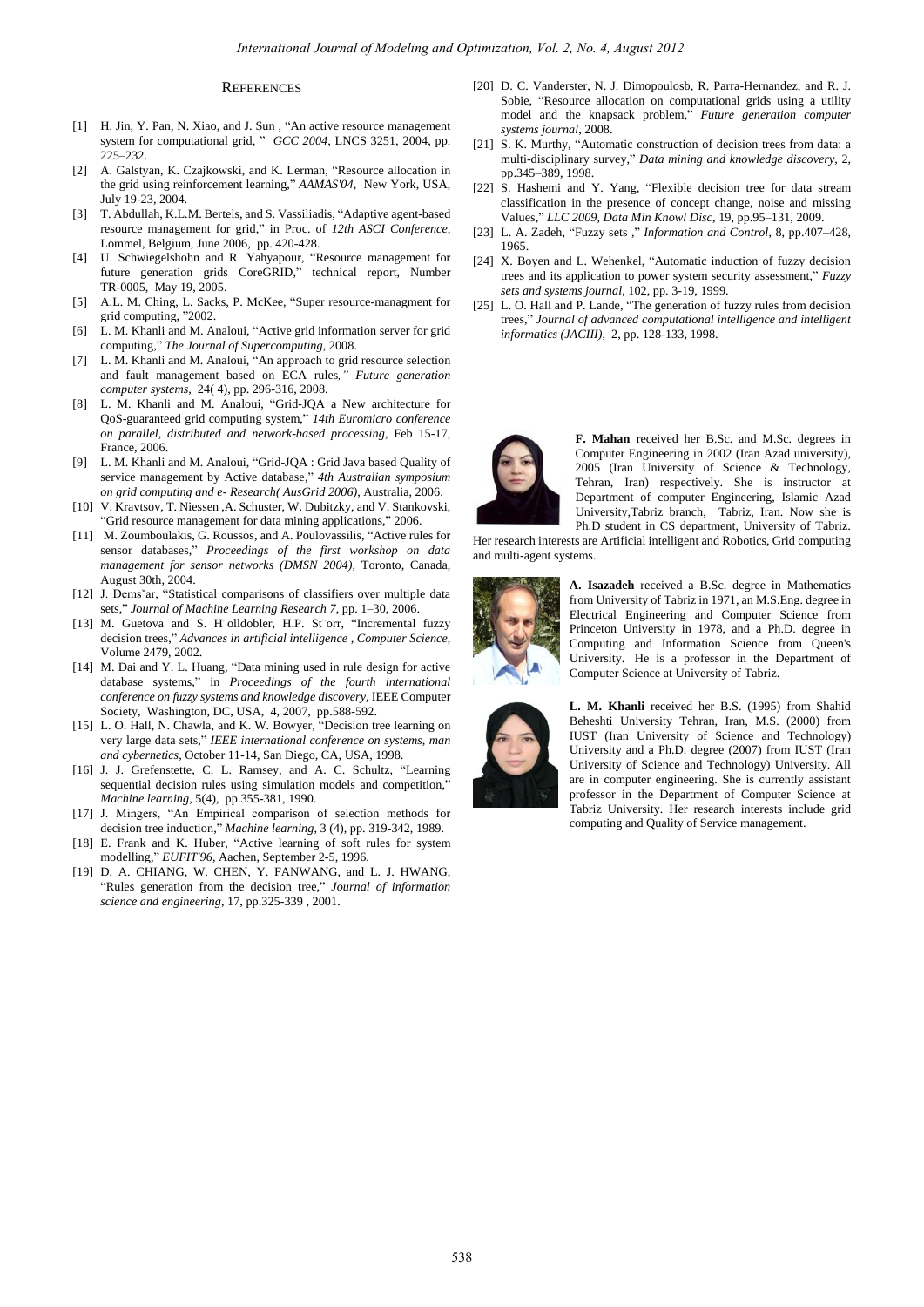## REFERENCES

[1] H. Jin, Y. Pan, N. Xiao, and J. Sun , "An active resource management system for computational grid, " *GCC 2004*, LNCS 3251, 2004, pp. 225–232.

[2] A. Galstyan, K. Czajkowski, and K. Lerman, "Resource allocation in the grid using reinforcement learning," *AAMAS'04*, New York, USA, July 19-23, 2004.

[3] T. Abdullah, K.L.M. Bertels, and S. Vassiliadis, "Adaptive agent-based resource management for grid," in Proc. of *12th ASCI Conference*, Lommel, Belgium, June 2006, pp. 420-428.

[4] U. Schwiegelshohn and R. Yahyapour, "Resource management for future generation grids CoreGRID," technical report, Number TR-0005, May 19, 2005.

[5] A.L. M. Ching, L. Sacks, P. McKee, "Super resource-managment for grid computing, "2002.

[6] L. M. Khanli and M. Analoui, "Active grid information server for grid computing," *The Journal of Supercomputing*, 2008.

[7] L. M. Khanli and M. Analoui, "An approach to grid resource selection and fault management based on ECA rules*," Future generation computer systems*, 24( 4), pp. 296-316, 2008.

[8] L. M. Khanli and M. Analoui, "Grid-JQA a New architecture for QoS-guaranteed grid computing system," *14th Euromicro conference on parallel, distributed and network-based processing*, Feb 15-17, France, 2006.

[9] L. M. Khanli and M. Analoui, "Grid-JQA : Grid Java based Quality of service management by Active database," *4th Australian symposium on grid computing and e- Research( AusGrid 2006)*, Australia, 2006.

[10] V. Kravtsov, T. Niessen ,A. Schuster, W. Dubitzky, and V. Stankovski, "Grid resource management for data mining applications," 2006.

[11] M. Zoumboulakis, G. Roussos, and A. Poulovassilis, "Active rules for sensor databases," *Proceedings of the first workshop on data management for sensor networks (DMSN 2004)*, Toronto, Canada, August 30th, 2004.

[12] J. Dems˘ar, "Statistical comparisons of classifiers over multiple data sets," *Journal of Machine Learning Research 7*, pp. 1–30, 2006.

[13] M. Guetova and S. H¨olldobler, H.P. St¨orr, "Incremental fuzzy decision trees," *Advances in artificial intelligence , Computer Science,* Volume 2479, 2002.

[14] M. Dai and Y. L. Huang, "Data mining used in rule design for active database systems," in *Proceedings of the fourth international conference on fuzzy systems and knowledge discovery*, IEEE Computer Society, Washington, DC, USA, 4, 2007, pp.588-592.

[15] L. O. Hall, N. Chawla, and K. W. Bowyer, "Decision tree learning on very large data sets," *IEEE international conference on systems, man and cybernetics*, October 11-14, San Diego, CA, USA, 1998.

[16] J. J. Grefenstette, C. L. Ramsey, and A. C. Schultz, "Learning sequential decision rules using simulation models and competition," *Machine learning*, 5(4), pp.355-381, 1990.

[17] J. Mingers, "An Empirical comparison of selection methods for decision tree induction," *Machine learning*, 3 (4), pp. 319-342, 1989.

[18] E. Frank and K. Huber, "Active learning of soft rules for system modelling," *EUFIT'96*, Aachen, September 2-5, 1996.

[19] D. A. CHIANG, W. CHEN, Y. FANWANG, and L. J. HWANG, "Rules generation from the decision tree," *Journal of information science and engineering*, 17, pp.325-339 , 2001.

[20] D. C. Vanderster, N. J. Dimopoulosb, R. Parra-Hernandez, and R. J. Sobie, "Resource allocation on computational grids using a utility model and the knapsack problem," *Future generation computer systems journal*, 2008.

[21] S. K. Murthy, "Automatic construction of decision trees from data: a multi-disciplinary survey," *Data mining and knowledge discovery*, 2, pp.345–389, 1998.

[22] S. Hashemi and Y. Yang, "Flexible decision tree for data stream classification in the presence of concept change, noise and missing Values," *LLC 2009, Data Min Knowl Disc*, 19, pp.95–131, 2009.

[23] L. A. Zadeh, "Fuzzy sets ," *Information and Control*, 8, pp.407–428, 1965.

[24] X. Boyen and L. Wehenkel, "Automatic induction of fuzzy decision trees and its application to power system security assessment," *Fuzzy sets and systems journal*, 102, pp. 3-19, 1999.

[25] L. O. Hall and P. Lande, "The generation of fuzzy rules from decision trees," *Journal of advanced computational intelligence and intelligent informatics (JACIII)*, 2, pp. 128-133, 1998.

**F. Mahan** received her B.Sc. and M.Sc. degrees in Computer Engineering in 2002 (Iran Azad university), 2005 (Iran University of Science & Technology, Tehran, Iran) respectively. She is instructor at Department of computer Engineering, Islamic Azad University,Tabriz branch, Tabriz, Iran. Now she is Ph.D student in CS department, University of Tabriz. Her research interests are Artificial intelligent and Robotics, Grid computing and multi-agent systems.

**A. Isazadeh** received a B.Sc. degree in Mathematics from University of Tabriz in 1971, an M.S.Eng. degree in Electrical Engineering and Computer Science from Princeton University in 1978, and a Ph.D. degree in Computing and Information Science from Queen's University. He is a professor in the Department of Computer Science at University of Tabriz.

**L. M. Khanli** received her B.S. (1995) from Shahid Beheshti University Tehran, Iran, M.S. (2000) from IUST (Iran University of Science and Technology) University and a Ph.D. degree (2007) from IUST (Iran University of Science and Technology) University. All are in computer engineering. She is currently assistant professor in the Department of Computer Science at Tabriz University. Her research interests include grid computing and Quality of Service management.